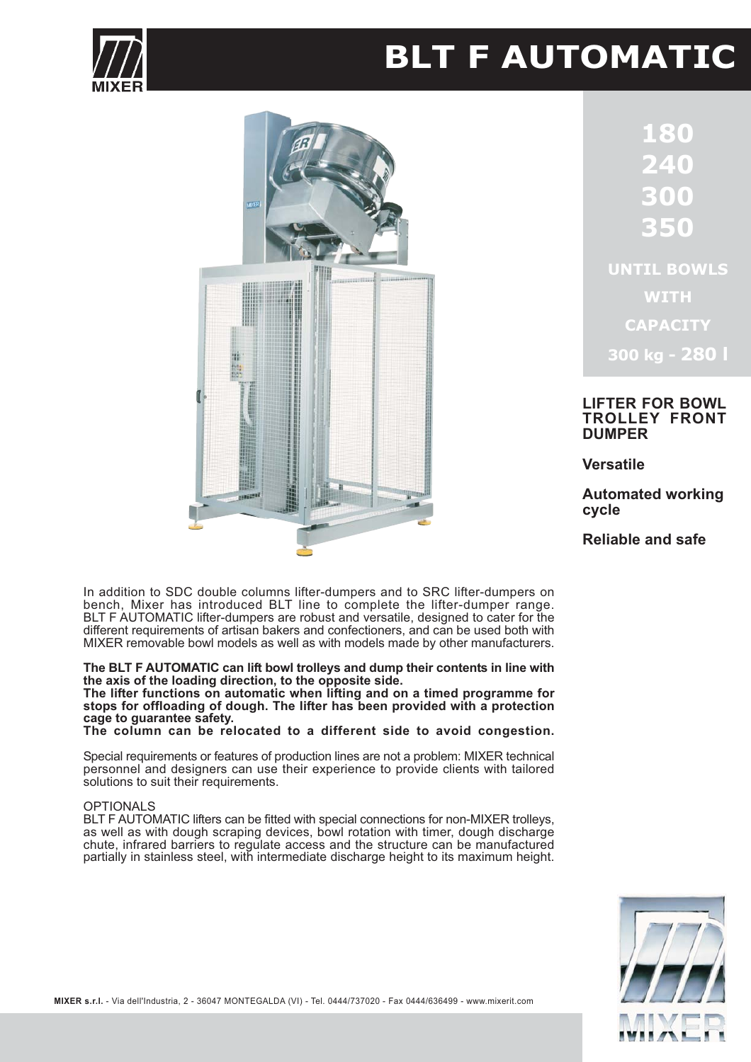# BLT F AUTOMATIC

**180**
**240**
**300**
**350**

**UNTIL BOWLS WITH CAPACITY 300 kg - 280 l**

**LIFTER FOR BOWL TROLLEY FRONT DUMPER**

**Versatile**

**Automated working cycle**

**Reliable and safe**

In addition to SDC double columns lifter-dumpers and to SRC lifter-dumpers on bench, Mixer has introduced BLT line to complete the lifter-dumper range. BLT F AUTOMATIC lifter-dumpers are robust and versatile, designed to cater for the different requirements of artisan bakers and confectioners, and can be used both with MIXER removable bowl models as well as with models made by other manufacturers.

**The BLT F AUTOMATIC can lift bowl trolleys and dump their contents in line with the axis of the loading direction, to the opposite side.**
**The lifter functions on automatic when lifting and on a timed programme for stops for offloading of dough. The lifter has been provided with a protection cage to guarantee safety.**
**The column can be relocated to a different side to avoid congestion.**

Special requirements or features of production lines are not a problem: MIXER technical personnel and designers can use their experience to provide clients with tailored solutions to suit their requirements.

OPTIONALS
BLT F AUTOMATIC lifters can be fitted with special connections for non-MIXER trolleys, as well as with dough scraping devices, bowl rotation with timer, dough discharge chute, infrared barriers to regulate access and the structure can be manufactured partially in stainless steel, with intermediate discharge height to its maximum height.

**MIXER s.r.l.** - Via dell'Industria, 2 - 36047 MONTEGALDA (VI) - Tel. 0444/737020 - Fax 0444/636499 - www.mixerit.com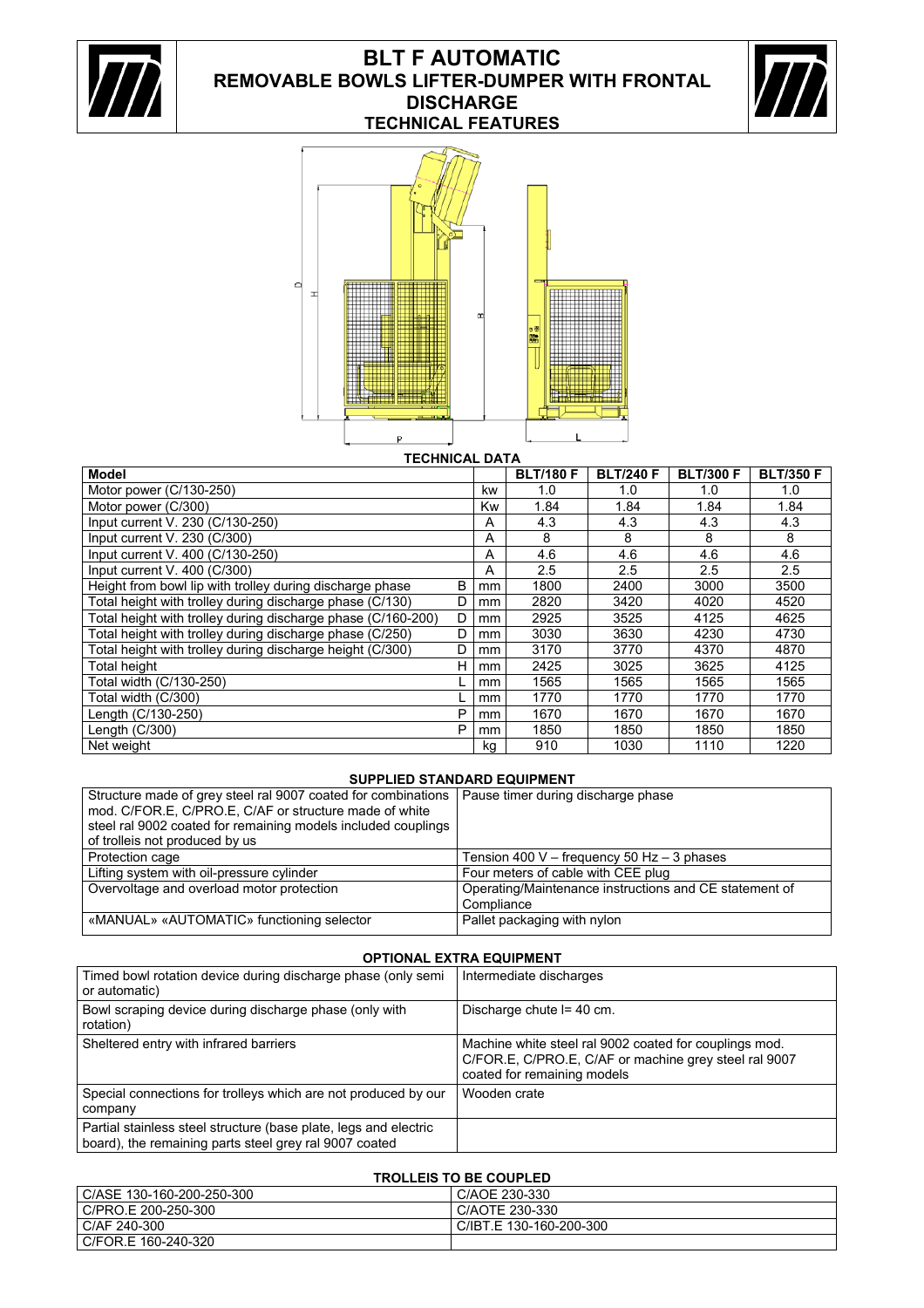# BLT F AUTOMATIC
## REMOVABLE BOWLS LIFTER-DUMPER WITH FRONTAL DISCHARGE
## TECHNICAL FEATURES

D
H
B
P
L

### TECHNICAL DATA

| Model | | | BLT/180 F | BLT/240 F | BLT/300 F | BLT/350 F |
|---|---|---|---|---|---|---|
| Motor power (C/130-250) | | kw | 1.0 | 1.0 | 1.0 | 1.0 |
| Motor power (C/300) | | Kw | 1.84 | 1.84 | 1.84 | 1.84 |
| Input current V. 230 (C/130-250) | | A | 4.3 | 4.3 | 4.3 | 4.3 |
| Input current V. 230 (C/300) | | A | 8 | 8 | 8 | 8 |
| Input current V. 400 (C/130-250) | | A | 4.6 | 4.6 | 4.6 | 4.6 |
| Input current V. 400 (C/300) | | A | 2.5 | 2.5 | 2.5 | 2.5 |
| Height from bowl lip with trolley during discharge phase | B | mm | 1800 | 2400 | 3000 | 3500 |
| Total height with trolley during discharge phase (C/130) | D | mm | 2820 | 3420 | 4020 | 4520 |
| Total height with trolley during discharge phase (C/160-200) | D | mm | 2925 | 3525 | 4125 | 4625 |
| Total height with trolley during discharge phase (C/250) | D | mm | 3030 | 3630 | 4230 | 4730 |
| Total height with trolley during discharge height (C/300) | D | mm | 3170 | 3770 | 4370 | 4870 |
| Total height | H | mm | 2425 | 3025 | 3625 | 4125 |
| Total width (C/130-250) | L | mm | 1565 | 1565 | 1565 | 1565 |
| Total width (C/300) | L | mm | 1770 | 1770 | 1770 | 1770 |
| Length (C/130-250) | P | mm | 1670 | 1670 | 1670 | 1670 |
| Length (C/300) | P | mm | 1850 | 1850 | 1850 | 1850 |
| Net weight | | kg | 910 | 1030 | 1110 | 1220 |

### SUPPLIED STANDARD EQUIPMENT

| | |
|---|---|
| Structure made of grey steel ral 9007 coated for combinations mod. C/FOR.E, C/PRO.E, C/AF or structure made of white steel ral 9002 coated for remaining models included couplings of trolleis not produced by us | Pause timer during discharge phase |
| Protection cage | Tension 400 V – frequency 50 Hz – 3 phases |
| Lifting system with oil-pressure cylinder | Four meters of cable with CEE plug |
| Overvoltage and overload motor protection | Operating/Maintenance instructions and CE statement of Compliance |
| «MANUAL» «AUTOMATIC» functioning selector | Pallet packaging with nylon |

### OPTIONAL EXTRA EQUIPMENT

| | |
|---|---|
| Timed bowl rotation device during discharge phase (only semi or automatic) | Intermediate discharges |
| Bowl scraping device during discharge phase (only with rotation) | Discharge chute l= 40 cm. |
| Sheltered entry with infrared barriers | Machine white steel ral 9002 coated for couplings mod. C/FOR.E, C/PRO.E, C/AF or machine grey steel ral 9007 coated for remaining models |
| Special connections for trolleys which are not produced by our company | Wooden crate |
| Partial stainless steel structure (base plate, legs and electric board), the remaining parts steel grey ral 9007 coated | |

### TROLLEIS TO BE COUPLED

| | |
|---|---|
| C/ASE 130-160-200-250-300 | C/AOE 230-330 |
| C/PRO.E 200-250-300 | C/AOTE 230-330 |
| C/AF 240-300 | C/IBT.E 130-160-200-300 |
| C/FOR.E 160-240-320 | |